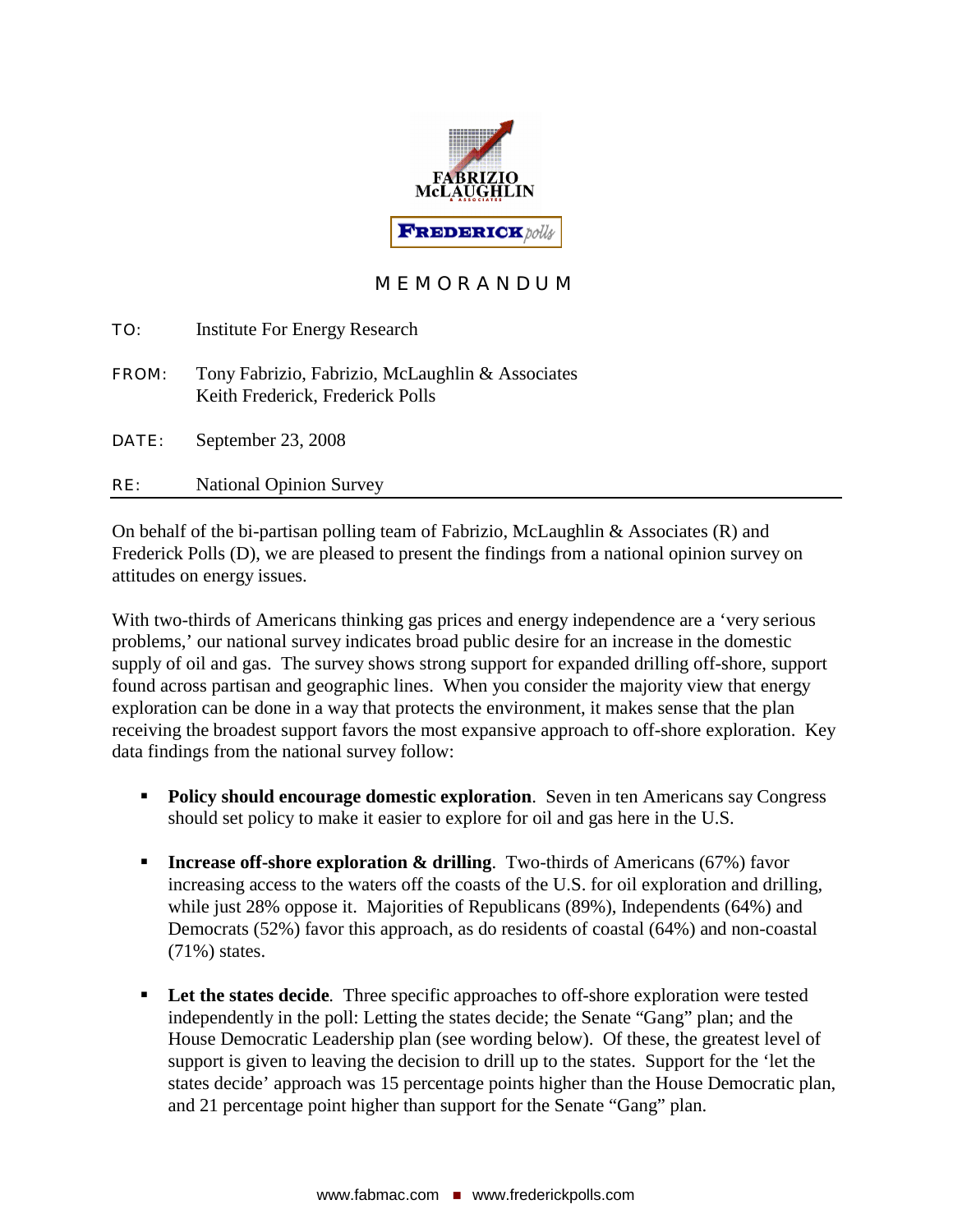FABRIZIO McLAUGHLIN & ASSOCIATES

FREDERICK polls

# MEMORANDUM

TO: Institute For Energy Research

FROM: Tony Fabrizio, Fabrizio, McLaughlin & Associates
Keith Frederick, Frederick Polls

DATE: September 23, 2008

RE: National Opinion Survey

---

On behalf of the bi-partisan polling team of Fabrizio, McLaughlin & Associates (R) and Frederick Polls (D), we are pleased to present the findings from a national opinion survey on attitudes on energy issues.

With two-thirds of Americans thinking gas prices and energy independence are a 'very serious problems,' our national survey indicates broad public desire for an increase in the domestic supply of oil and gas. The survey shows strong support for expanded drilling off-shore, support found across partisan and geographic lines. When you consider the majority view that energy exploration can be done in a way that protects the environment, it makes sense that the plan receiving the broadest support favors the most expansive approach to off-shore exploration. Key data findings from the national survey follow:

- **Policy should encourage domestic exploration**. Seven in ten Americans say Congress should set policy to make it easier to explore for oil and gas here in the U.S.

- **Increase off-shore exploration & drilling**. Two-thirds of Americans (67%) favor increasing access to the waters off the coasts of the U.S. for oil exploration and drilling, while just 28% oppose it. Majorities of Republicans (89%), Independents (64%) and Democrats (52%) favor this approach, as do residents of coastal (64%) and non-coastal (71%) states.

- **Let the states decide**. Three specific approaches to off-shore exploration were tested independently in the poll: Letting the states decide; the Senate "Gang" plan; and the House Democratic Leadership plan (see wording below). Of these, the greatest level of support is given to leaving the decision to drill up to the states. Support for the 'let the states decide' approach was 15 percentage points higher than the House Democratic plan, and 21 percentage point higher than support for the Senate "Gang" plan.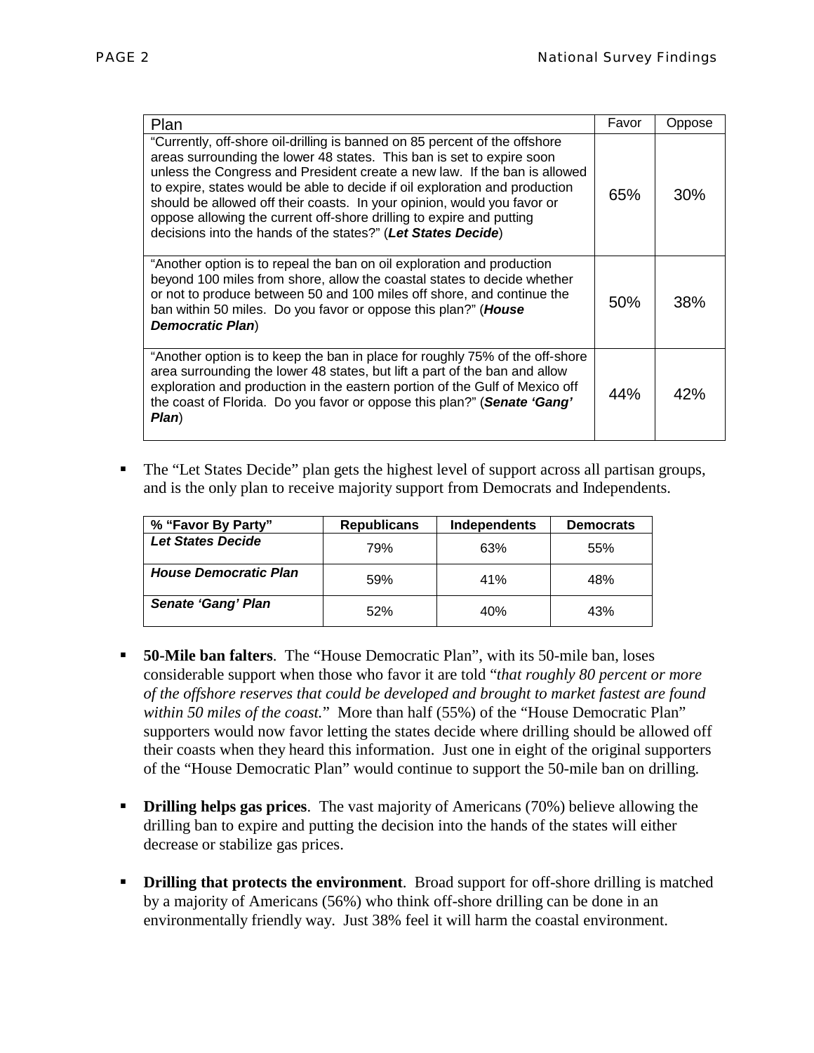| Plan | Favor | Oppose |
| --- | --- | --- |
| "Currently, off-shore oil-drilling is banned on 85 percent of the offshore areas surrounding the lower 48 states. This ban is set to expire soon unless the Congress and President create a new law. If the ban is allowed to expire, states would be able to decide if oil exploration and production should be allowed off their coasts. In your opinion, would you favor or oppose allowing the current off-shore drilling to expire and putting decisions into the hands of the states?" (***Let States Decide***) | 65% | 30% |
| "Another option is to repeal the ban on oil exploration and production beyond 100 miles from shore, allow the coastal states to decide whether or not to produce between 50 and 100 miles off shore, and continue the ban within 50 miles. Do you favor or oppose this plan?" (***House Democratic Plan***) | 50% | 38% |
| "Another option is to keep the ban in place for roughly 75% of the off-shore area surrounding the lower 48 states, but lift a part of the ban and allow exploration and production in the eastern portion of the Gulf of Mexico off the coast of Florida. Do you favor or oppose this plan?" (***Senate 'Gang' Plan***) | 44% | 42% |

- The "Let States Decide" plan gets the highest level of support across all partisan groups, and is the only plan to receive majority support from Democrats and Independents.

| % "Favor By Party" | Republicans | Independents | Democrats |
| --- | --- | --- | --- |
| ***Let States Decide*** | 79% | 63% | 55% |
| ***House Democratic Plan*** | 59% | 41% | 48% |
| ***Senate 'Gang' Plan*** | 52% | 40% | 43% |

- **50-Mile ban falters**. The "House Democratic Plan", with its 50-mile ban, loses considerable support when those who favor it are told "*that roughly 80 percent or more of the offshore reserves that could be developed and brought to market fastest are found within 50 miles of the coast.*" More than half (55%) of the "House Democratic Plan" supporters would now favor letting the states decide where drilling should be allowed off their coasts when they heard this information. Just one in eight of the original supporters of the "House Democratic Plan" would continue to support the 50-mile ban on drilling.

- **Drilling helps gas prices**. The vast majority of Americans (70%) believe allowing the drilling ban to expire and putting the decision into the hands of the states will either decrease or stabilize gas prices.

- **Drilling that protects the environment**. Broad support for off-shore drilling is matched by a majority of Americans (56%) who think off-shore drilling can be done in an environmentally friendly way. Just 38% feel it will harm the coastal environment.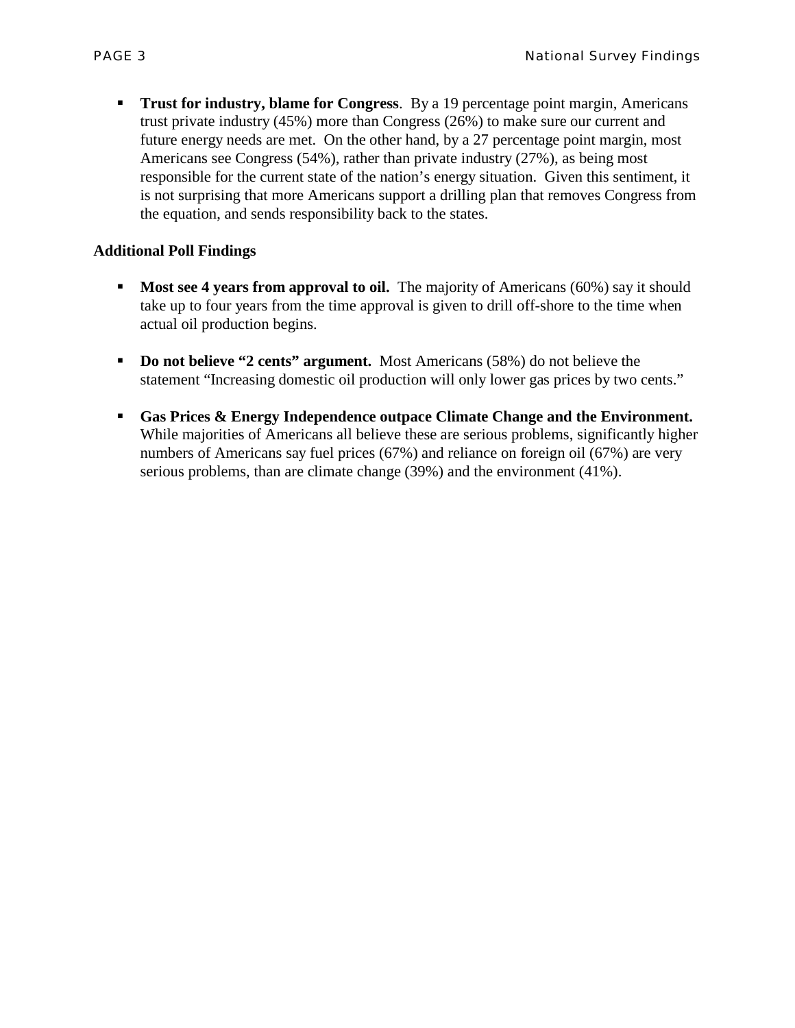- **Trust for industry, blame for Congress**. By a 19 percentage point margin, Americans trust private industry (45%) more than Congress (26%) to make sure our current and future energy needs are met. On the other hand, by a 27 percentage point margin, most Americans see Congress (54%), rather than private industry (27%), as being most responsible for the current state of the nation's energy situation. Given this sentiment, it is not surprising that more Americans support a drilling plan that removes Congress from the equation, and sends responsibility back to the states.

**Additional Poll Findings**

- **Most see 4 years from approval to oil.** The majority of Americans (60%) say it should take up to four years from the time approval is given to drill off-shore to the time when actual oil production begins.

- **Do not believe "2 cents" argument.** Most Americans (58%) do not believe the statement "Increasing domestic oil production will only lower gas prices by two cents."

- **Gas Prices & Energy Independence outpace Climate Change and the Environment.** While majorities of Americans all believe these are serious problems, significantly higher numbers of Americans say fuel prices (67%) and reliance on foreign oil (67%) are very serious problems, than are climate change (39%) and the environment (41%).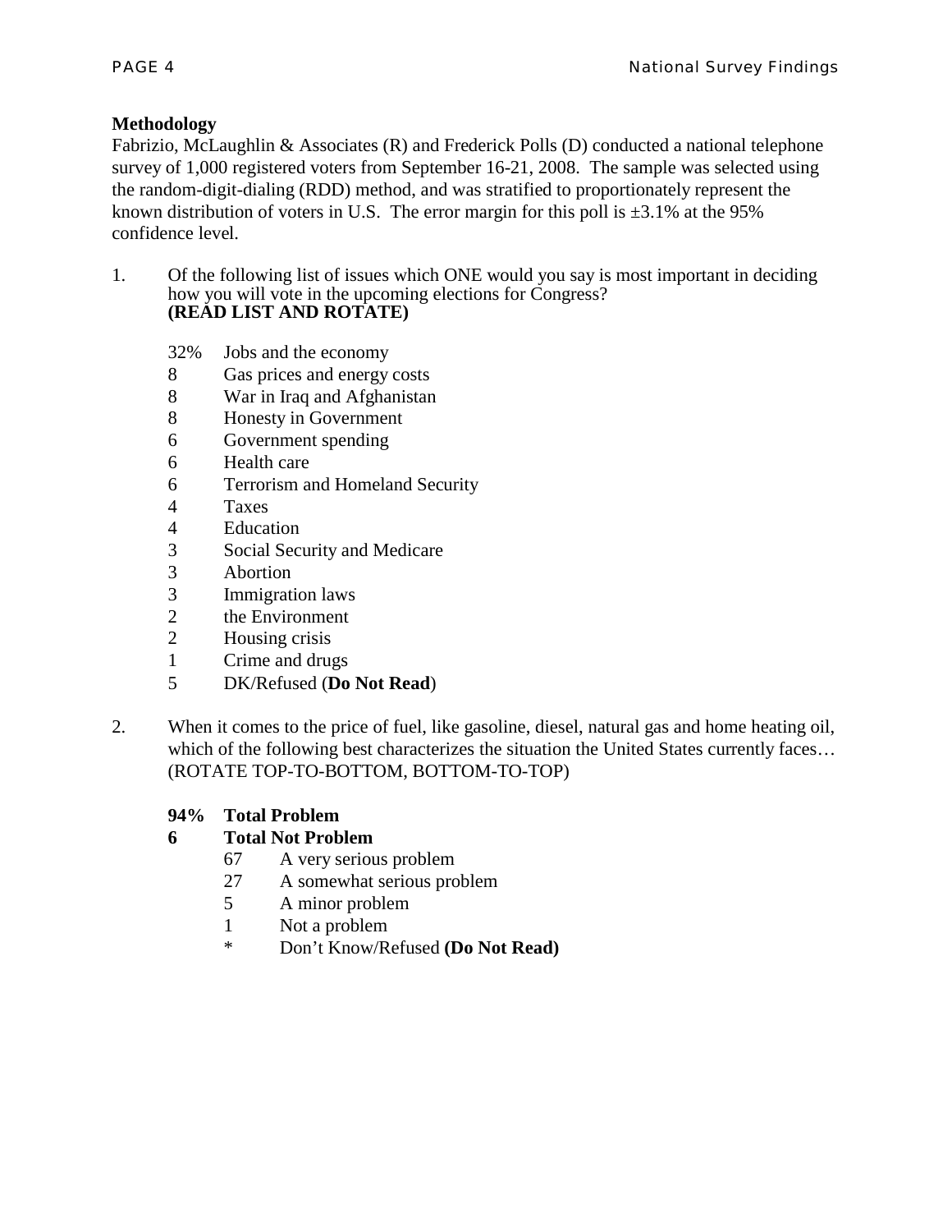**Methodology**

Fabrizio, McLaughlin & Associates (R) and Frederick Polls (D) conducted a national telephone survey of 1,000 registered voters from September 16-21, 2008. The sample was selected using the random-digit-dialing (RDD) method, and was stratified to proportionately represent the known distribution of voters in U.S. The error margin for this poll is ±3.1% at the 95% confidence level.

1. Of the following list of issues which ONE would you say is most important in deciding how you will vote in the upcoming elections for Congress?
**(READ LIST AND ROTATE)**

| | |
|---|---|
| 32% | Jobs and the economy |
| 8 | Gas prices and energy costs |
| 8 | War in Iraq and Afghanistan |
| 8 | Honesty in Government |
| 6 | Government spending |
| 6 | Health care |
| 6 | Terrorism and Homeland Security |
| 4 | Taxes |
| 4 | Education |
| 3 | Social Security and Medicare |
| 3 | Abortion |
| 3 | Immigration laws |
| 2 | the Environment |
| 2 | Housing crisis |
| 1 | Crime and drugs |
| 5 | DK/Refused (**Do Not Read**) |

2. When it comes to the price of fuel, like gasoline, diesel, natural gas and home heating oil, which of the following best characterizes the situation the United States currently faces… (ROTATE TOP-TO-BOTTOM, BOTTOM-TO-TOP)

| | | |
|---|---|---|
| **94%** | **Total Problem** | |
| **6** | **Total Not Problem** | |
| | 67 | A very serious problem |
| | 27 | A somewhat serious problem |
| | 5 | A minor problem |
| | 1 | Not a problem |
| | * | Don't Know/Refused **(Do Not Read)** |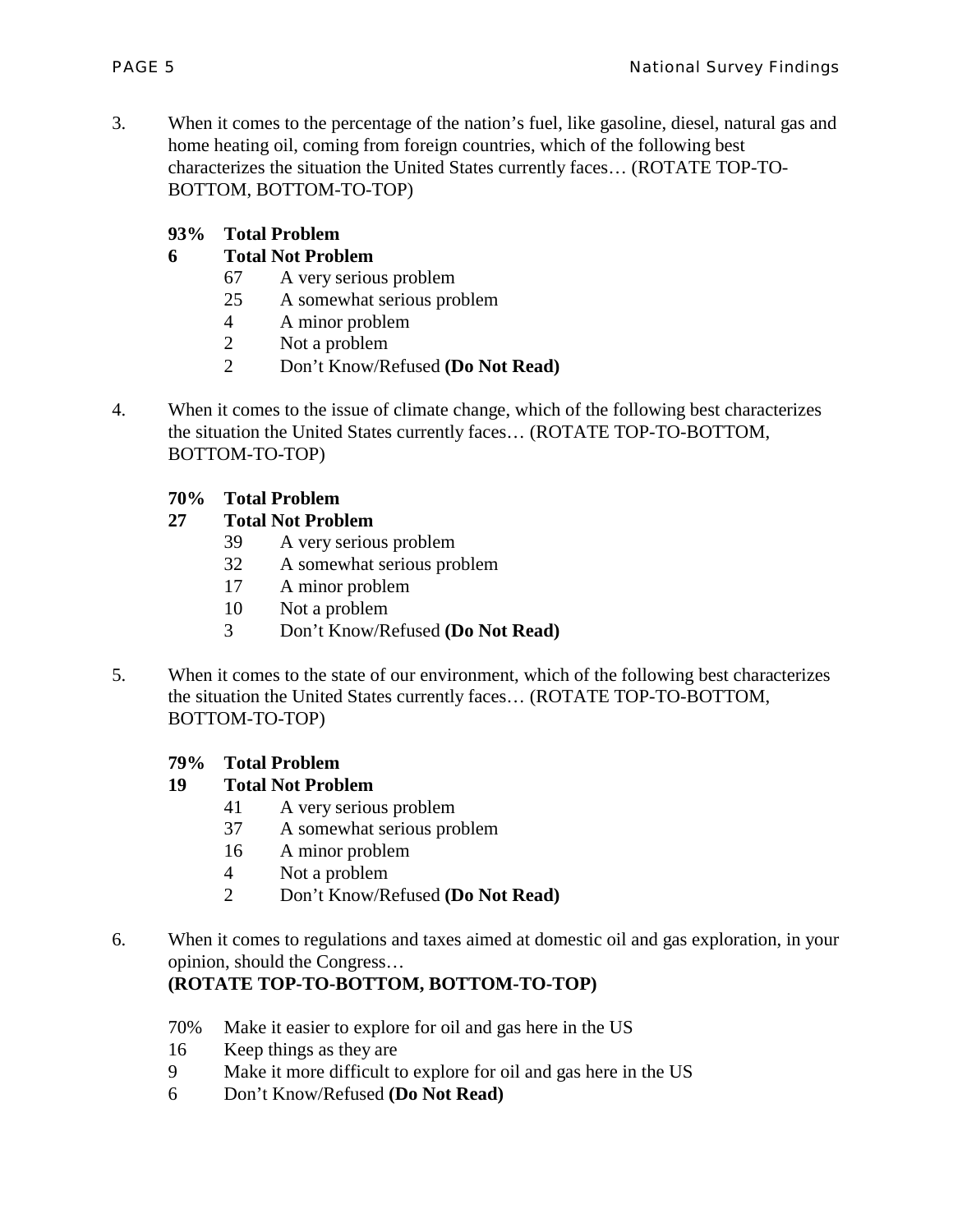3. When it comes to the percentage of the nation's fuel, like gasoline, diesel, natural gas and home heating oil, coming from foreign countries, which of the following best characterizes the situation the United States currently faces… (ROTATE TOP-TO-BOTTOM, BOTTOM-TO-TOP)

   **93% Total Problem**
   **6 Total Not Problem**
   - 67 A very serious problem
   - 25 A somewhat serious problem
   - 4 A minor problem
   - 2 Not a problem
   - 2 Don't Know/Refused **(Do Not Read)**

4. When it comes to the issue of climate change, which of the following best characterizes the situation the United States currently faces… (ROTATE TOP-TO-BOTTOM, BOTTOM-TO-TOP)

   **70% Total Problem**
   **27 Total Not Problem**
   - 39 A very serious problem
   - 32 A somewhat serious problem
   - 17 A minor problem
   - 10 Not a problem
   - 3 Don't Know/Refused **(Do Not Read)**

5. When it comes to the state of our environment, which of the following best characterizes the situation the United States currently faces… (ROTATE TOP-TO-BOTTOM, BOTTOM-TO-TOP)

   **79% Total Problem**
   **19 Total Not Problem**
   - 41 A very serious problem
   - 37 A somewhat serious problem
   - 16 A minor problem
   - 4 Not a problem
   - 2 Don't Know/Refused **(Do Not Read)**

6. When it comes to regulations and taxes aimed at domestic oil and gas exploration, in your opinion, should the Congress…
   **(ROTATE TOP-TO-BOTTOM, BOTTOM-TO-TOP)**

   - 70% Make it easier to explore for oil and gas here in the US
   - 16 Keep things as they are
   - 9 Make it more difficult to explore for oil and gas here in the US
   - 6 Don't Know/Refused **(Do Not Read)**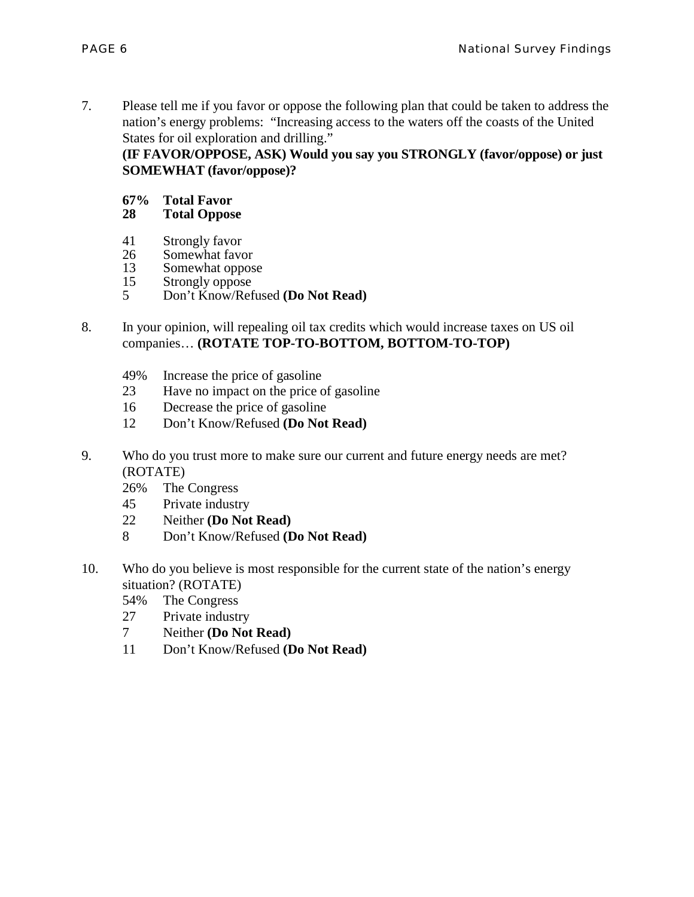7. Please tell me if you favor or oppose the following plan that could be taken to address the nation's energy problems: "Increasing access to the waters off the coasts of the United States for oil exploration and drilling."
**(IF FAVOR/OPPOSE, ASK) Would you say you STRONGLY (favor/oppose) or just SOMEWHAT (favor/oppose)?**

**67% Total Favor**
**28 Total Oppose**

41 Strongly favor
26 Somewhat favor
13 Somewhat oppose
15 Strongly oppose
5 Don't Know/Refused **(Do Not Read)**

8. In your opinion, will repealing oil tax credits which would increase taxes on US oil companies… **(ROTATE TOP-TO-BOTTOM, BOTTOM-TO-TOP)**

49% Increase the price of gasoline
23 Have no impact on the price of gasoline
16 Decrease the price of gasoline
12 Don't Know/Refused **(Do Not Read)**

9. Who do you trust more to make sure our current and future energy needs are met? (ROTATE)
26% The Congress
45 Private industry
22 Neither **(Do Not Read)**
8 Don't Know/Refused **(Do Not Read)**

10. Who do you believe is most responsible for the current state of the nation's energy situation? (ROTATE)
54% The Congress
27 Private industry
7 Neither **(Do Not Read)**
11 Don't Know/Refused **(Do Not Read)**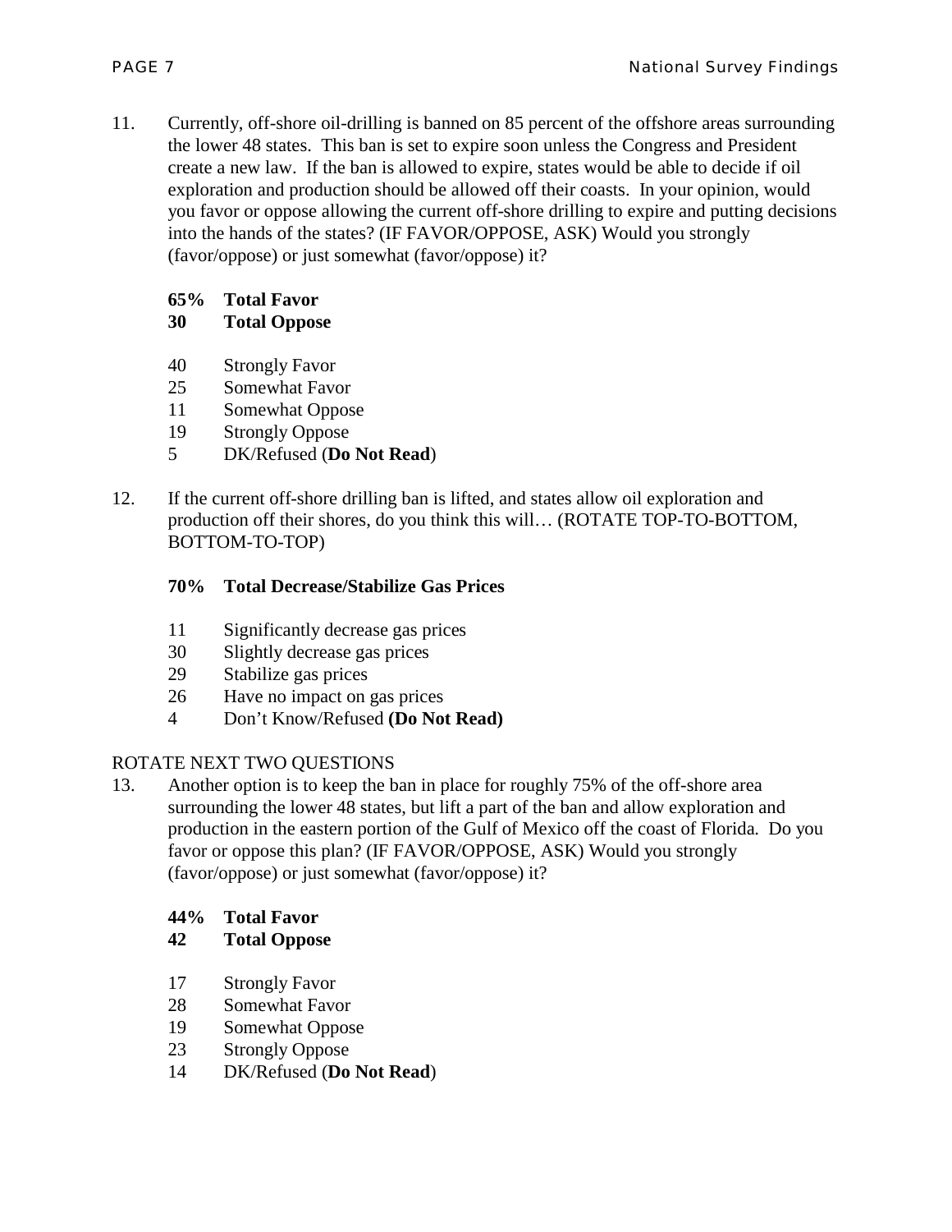11. Currently, off-shore oil-drilling is banned on 85 percent of the offshore areas surrounding the lower 48 states. This ban is set to expire soon unless the Congress and President create a new law. If the ban is allowed to expire, states would be able to decide if oil exploration and production should be allowed off their coasts. In your opinion, would you favor or oppose allowing the current off-shore drilling to expire and putting decisions into the hands of the states? (IF FAVOR/OPPOSE, ASK) Would you strongly (favor/oppose) or just somewhat (favor/oppose) it?

**65% Total Favor**
**30 Total Oppose**

40 Strongly Favor
25 Somewhat Favor
11 Somewhat Oppose
19 Strongly Oppose
5 DK/Refused (**Do Not Read**)

12. If the current off-shore drilling ban is lifted, and states allow oil exploration and production off their shores, do you think this will… (ROTATE TOP-TO-BOTTOM, BOTTOM-TO-TOP)

**70% Total Decrease/Stabilize Gas Prices**

11 Significantly decrease gas prices
30 Slightly decrease gas prices
29 Stabilize gas prices
26 Have no impact on gas prices
4 Don't Know/Refused **(Do Not Read)**

ROTATE NEXT TWO QUESTIONS

13. Another option is to keep the ban in place for roughly 75% of the off-shore area surrounding the lower 48 states, but lift a part of the ban and allow exploration and production in the eastern portion of the Gulf of Mexico off the coast of Florida. Do you favor or oppose this plan? (IF FAVOR/OPPOSE, ASK) Would you strongly (favor/oppose) or just somewhat (favor/oppose) it?

**44% Total Favor**
**42 Total Oppose**

17 Strongly Favor
28 Somewhat Favor
19 Somewhat Oppose
23 Strongly Oppose
14 DK/Refused (**Do Not Read**)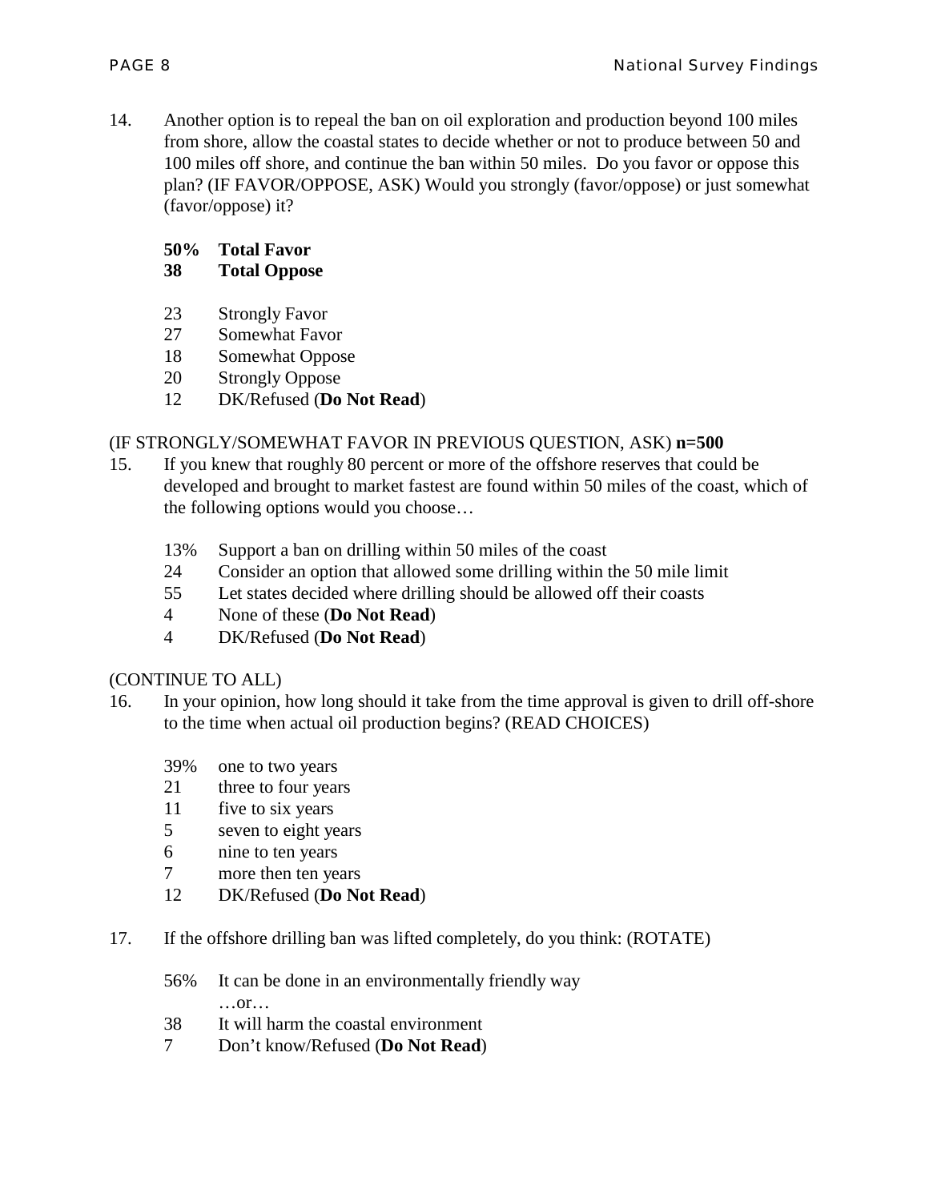14. Another option is to repeal the ban on oil exploration and production beyond 100 miles from shore, allow the coastal states to decide whether or not to produce between 50 and 100 miles off shore, and continue the ban within 50 miles. Do you favor or oppose this plan? (IF FAVOR/OPPOSE, ASK) Would you strongly (favor/oppose) or just somewhat (favor/oppose) it?

**50% Total Favor**
**38 Total Oppose**

23 Strongly Favor
27 Somewhat Favor
18 Somewhat Oppose
20 Strongly Oppose
12 DK/Refused (**Do Not Read**)

(IF STRONGLY/SOMEWHAT FAVOR IN PREVIOUS QUESTION, ASK) **n=500**

15. If you knew that roughly 80 percent or more of the offshore reserves that could be developed and brought to market fastest are found within 50 miles of the coast, which of the following options would you choose…

13% Support a ban on drilling within 50 miles of the coast
24 Consider an option that allowed some drilling within the 50 mile limit
55 Let states decided where drilling should be allowed off their coasts
4 None of these (**Do Not Read**)
4 DK/Refused (**Do Not Read**)

(CONTINUE TO ALL)

16. In your opinion, how long should it take from the time approval is given to drill off-shore to the time when actual oil production begins? (READ CHOICES)

39% one to two years
21 three to four years
11 five to six years
5 seven to eight years
6 nine to ten years
7 more then ten years
12 DK/Refused (**Do Not Read**)

17. If the offshore drilling ban was lifted completely, do you think: (ROTATE)

56% It can be done in an environmentally friendly way
…or…
38 It will harm the coastal environment
7 Don't know/Refused (**Do Not Read**)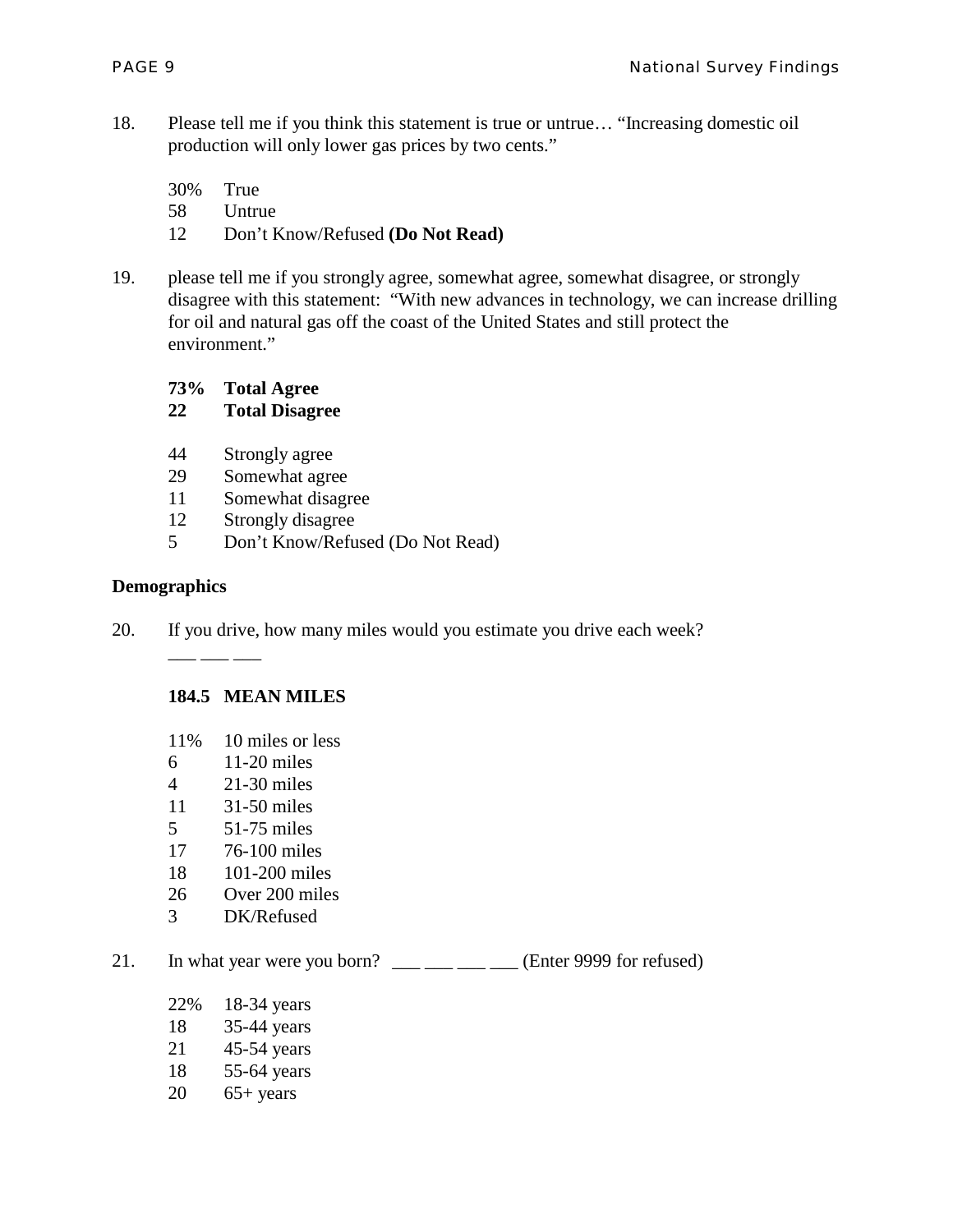18. Please tell me if you think this statement is true or untrue… "Increasing domestic oil production will only lower gas prices by two cents."

    30% True
    58 Untrue
    12 Don't Know/Refused **(Do Not Read)**

19. please tell me if you strongly agree, somewhat agree, somewhat disagree, or strongly disagree with this statement: "With new advances in technology, we can increase drilling for oil and natural gas off the coast of the United States and still protect the environment."

    **73% Total Agree**
    **22 Total Disagree**

    44 Strongly agree
    29 Somewhat agree
    11 Somewhat disagree
    12 Strongly disagree
    5 Don't Know/Refused (Do Not Read)

**Demographics**

20. If you drive, how many miles would you estimate you drive each week?
    ___ ___ ___

    **184.5 MEAN MILES**

    11% 10 miles or less
    6 11-20 miles
    4 21-30 miles
    11 31-50 miles
    5 51-75 miles
    17 76-100 miles
    18 101-200 miles
    26 Over 200 miles
    3 DK/Refused

21. In what year were you born? ___ ___ ___ ___ (Enter 9999 for refused)

    22% 18-34 years
    18 35-44 years
    21 45-54 years
    18 55-64 years
    20 65+ years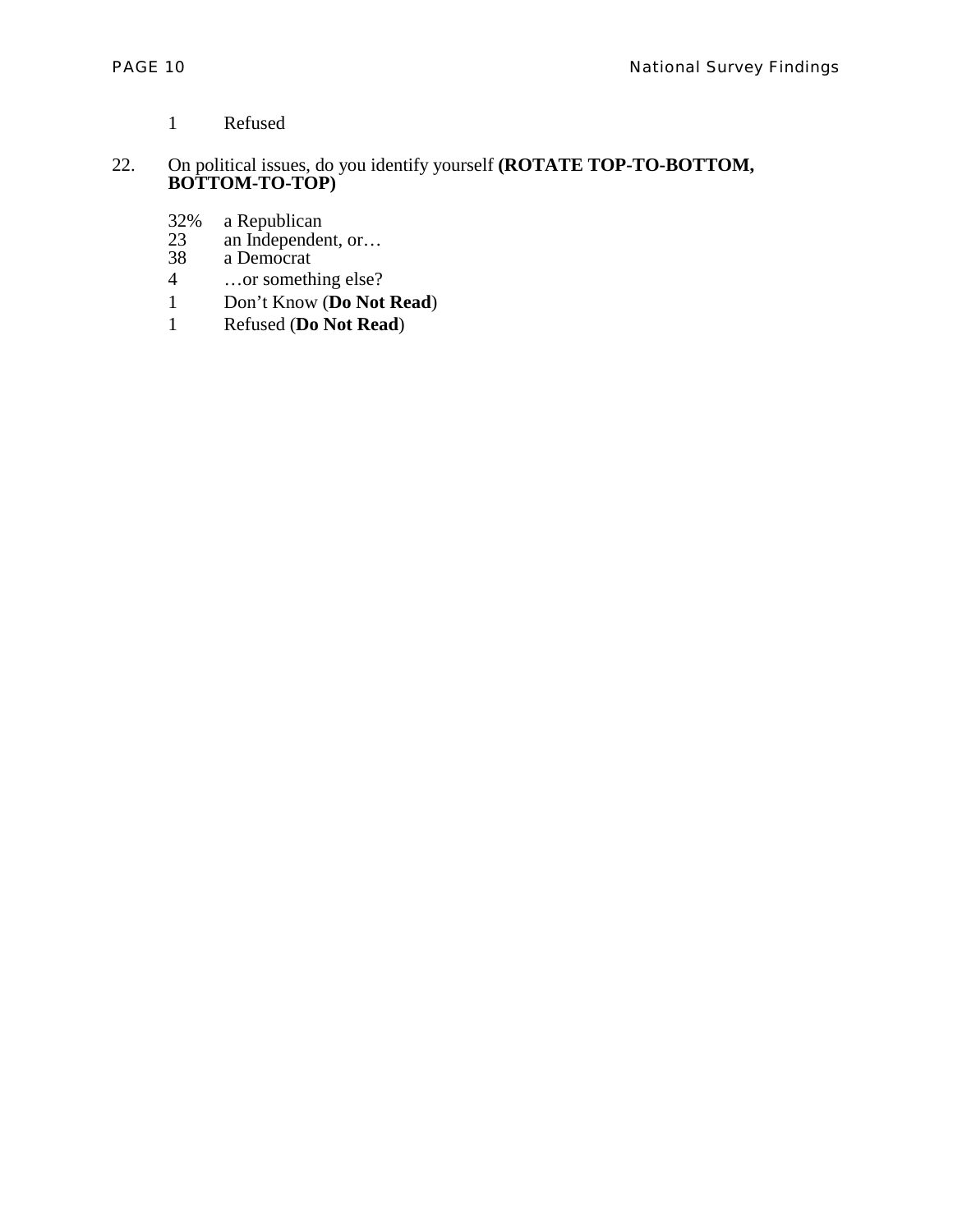1 Refused

22. On political issues, do you identify yourself **(ROTATE TOP-TO-BOTTOM, BOTTOM-TO-TOP)**

32% a Republican
23 an Independent, or…
38 a Democrat
4 …or something else?
1 Don't Know (**Do Not Read**)
1 Refused (**Do Not Read**)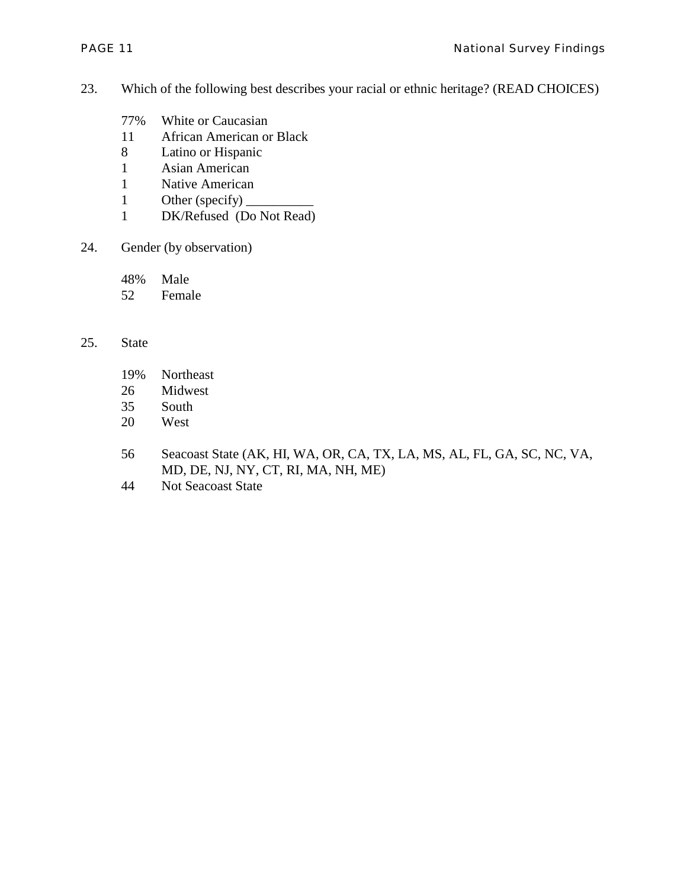23. Which of the following best describes your racial or ethnic heritage? (READ CHOICES)

    77% White or Caucasian
    11 African American or Black
    8 Latino or Hispanic
    1 Asian American
    1 Native American
    1 Other (specify) __________
    1 DK/Refused (Do Not Read)

24. Gender (by observation)

    48% Male
    52 Female

25. State

    19% Northeast
    26 Midwest
    35 South
    20 West

    56 Seacoast State (AK, HI, WA, OR, CA, TX, LA, MS, AL, FL, GA, SC, NC, VA, MD, DE, NJ, NY, CT, RI, MA, NH, ME)
    44 Not Seacoast State